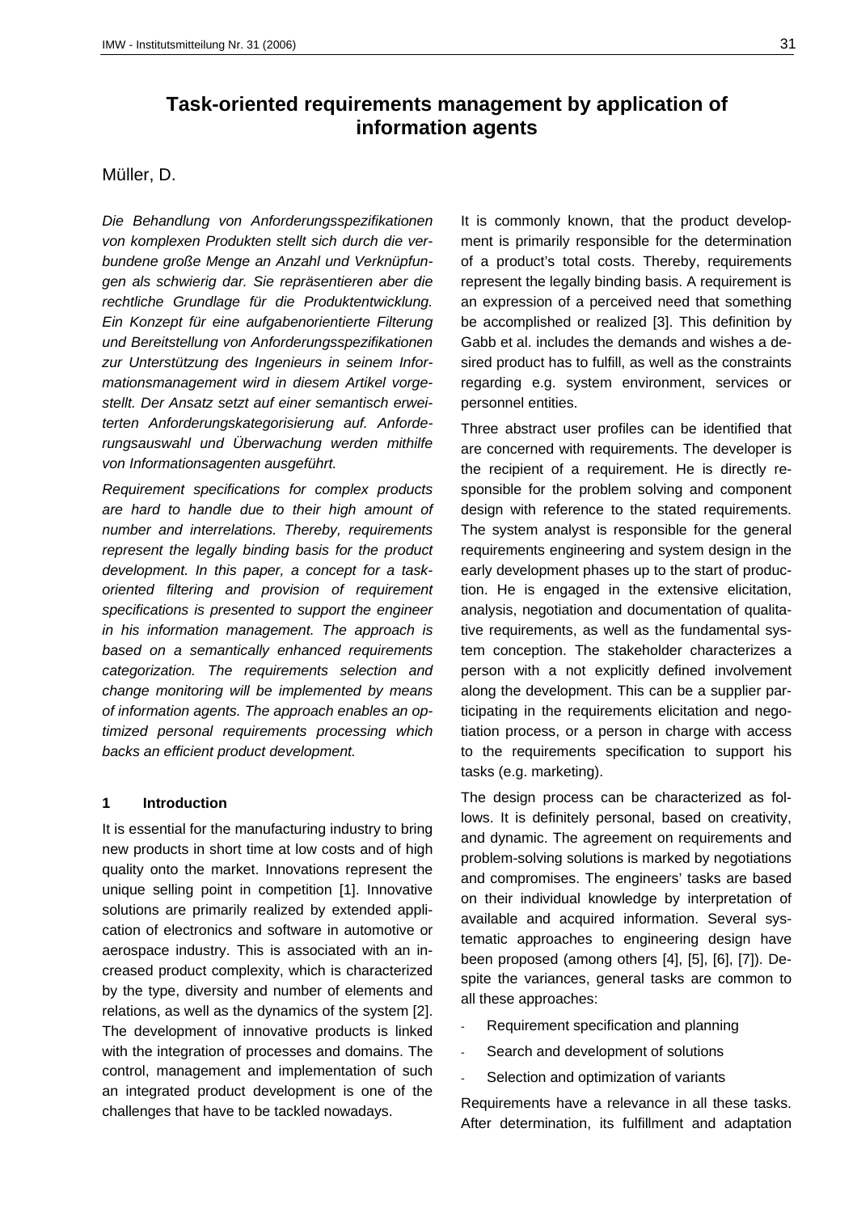# Task-oriented requirements management by application of information agents

Müller, D.

*Die Behandlung von Anforderungsspezifikationen von komplexen Produkten stellt sich durch die verbundene große Menge an Anzahl und Verknüpfungen als schwierig dar. Sie repräsentieren aber die rechtliche Grundlage für die Produktentwicklung. Ein Konzept für eine aufgabenorientierte Filterung und Bereitstellung von Anforderungsspezifikationen zur Unterstützung des Ingenieurs in seinem Informationsmanagement wird in diesem Artikel vorgestellt. Der Ansatz setzt auf einer semantisch erweiterten Anforderungskategorisierung auf. Anforderungsauswahl und Überwachung werden mithilfe von Informationsagenten ausgeführt.*

*Requirement specifications for complex products are hard to handle due to their high amount of number and interrelations. Thereby, requirements represent the legally binding basis for the product development. In this paper, a concept for a task-oriented filtering and provision of requirement specifications is presented to support the engineer in his information management. The approach is based on a semantically enhanced requirements categorization. The requirements selection and change monitoring will be implemented by means of information agents. The approach enables an optimized personal requirements processing which backs an efficient product development.*

## 1 Introduction

It is essential for the manufacturing industry to bring new products in short time at low costs and of high quality onto the market. Innovations represent the unique selling point in competition [1]. Innovative solutions are primarily realized by extended application of electronics and software in automotive or aerospace industry. This is associated with an increased product complexity, which is characterized by the type, diversity and number of elements and relations, as well as the dynamics of the system [2]. The development of innovative products is linked with the integration of processes and domains. The control, management and implementation of such an integrated product development is one of the challenges that have to be tackled nowadays.

It is commonly known, that the product development is primarily responsible for the determination of a product's total costs. Thereby, requirements represent the legally binding basis. A requirement is an expression of a perceived need that something be accomplished or realized [3]. This definition by Gabb et al. includes the demands and wishes a desired product has to fulfill, as well as the constraints regarding e.g. system environment, services or personnel entities.

Three abstract user profiles can be identified that are concerned with requirements. The developer is the recipient of a requirement. He is directly responsible for the problem solving and component design with reference to the stated requirements. The system analyst is responsible for the general requirements engineering and system design in the early development phases up to the start of production. He is engaged in the extensive elicitation, analysis, negotiation and documentation of qualitative requirements, as well as the fundamental system conception. The stakeholder characterizes a person with a not explicitly defined involvement along the development. This can be a supplier participating in the requirements elicitation and negotiation process, or a person in charge with access to the requirements specification to support his tasks (e.g. marketing).

The design process can be characterized as follows. It is definitely personal, based on creativity, and dynamic. The agreement on requirements and problem-solving solutions is marked by negotiations and compromises. The engineers' tasks are based on their individual knowledge by interpretation of available and acquired information. Several systematic approaches to engineering design have been proposed (among others [4], [5], [6], [7]). Despite the variances, general tasks are common to all these approaches:

- Requirement specification and planning
- Search and development of solutions
- Selection and optimization of variants

Requirements have a relevance in all these tasks. After determination, its fulfillment and adaptation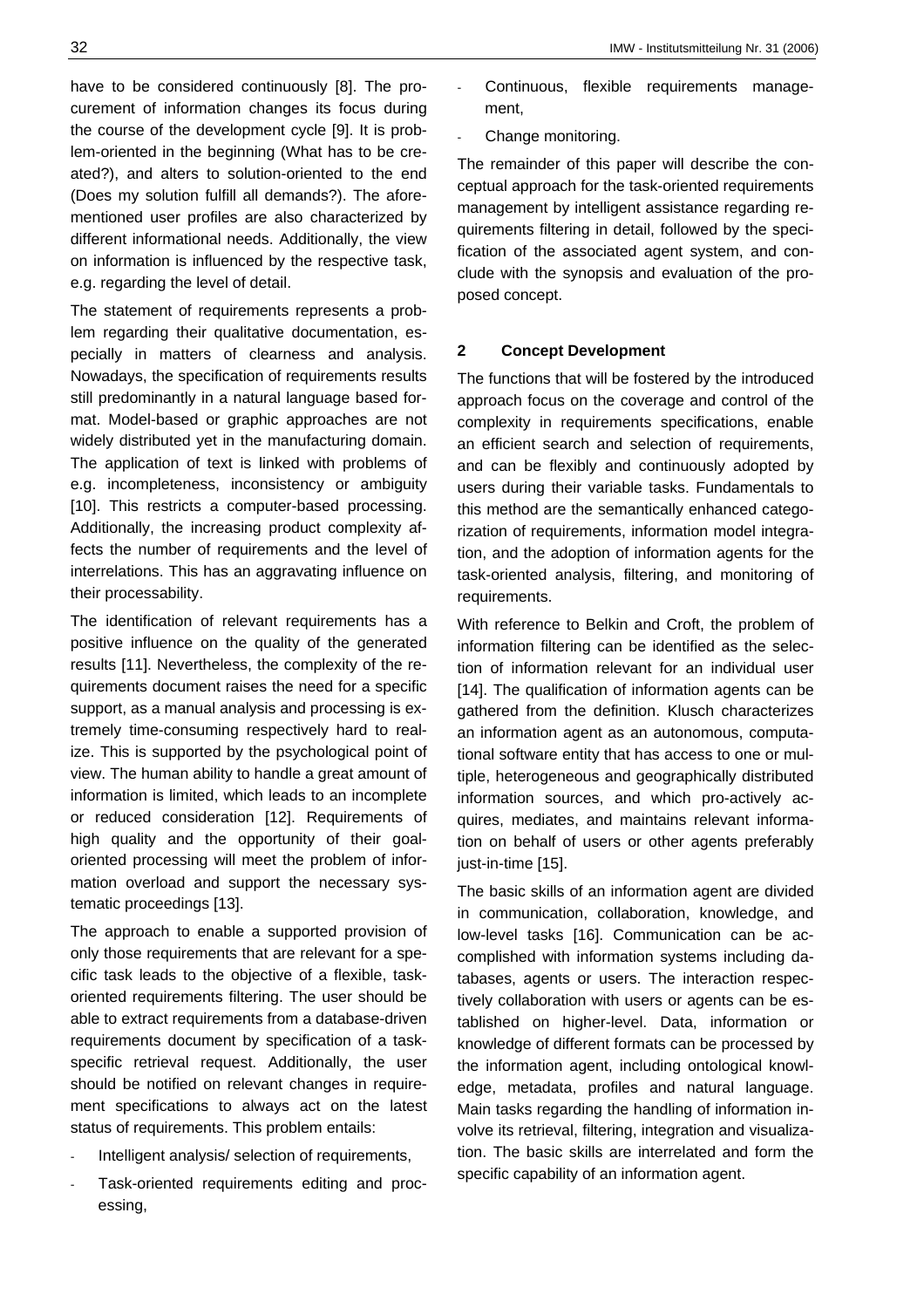have to be considered continuously [8]. The procurement of information changes its focus during the course of the development cycle [9]. It is problem-oriented in the beginning (What has to be created?), and alters to solution-oriented to the end (Does my solution fulfill all demands?). The aforementioned user profiles are also characterized by different informational needs. Additionally, the view on information is influenced by the respective task, e.g. regarding the level of detail.

The statement of requirements represents a problem regarding their qualitative documentation, especially in matters of clearness and analysis. Nowadays, the specification of requirements results still predominantly in a natural language based format. Model-based or graphic approaches are not widely distributed yet in the manufacturing domain. The application of text is linked with problems of e.g. incompleteness, inconsistency or ambiguity [10]. This restricts a computer-based processing. Additionally, the increasing product complexity affects the number of requirements and the level of interrelations. This has an aggravating influence on their processability.

The identification of relevant requirements has a positive influence on the quality of the generated results [11]. Nevertheless, the complexity of the requirements document raises the need for a specific support, as a manual analysis and processing is extremely time-consuming respectively hard to realize. This is supported by the psychological point of view. The human ability to handle a great amount of information is limited, which leads to an incomplete or reduced consideration [12]. Requirements of high quality and the opportunity of their goal-oriented processing will meet the problem of information overload and support the necessary systematic proceedings [13].

The approach to enable a supported provision of only those requirements that are relevant for a specific task leads to the objective of a flexible, task-oriented requirements filtering. The user should be able to extract requirements from a database-driven requirements document by specification of a task-specific retrieval request. Additionally, the user should be notified on relevant changes in requirement specifications to always act on the latest status of requirements. This problem entails:

- Intelligent analysis/ selection of requirements,
- Task-oriented requirements editing and processing,
- Continuous, flexible requirements management,
- Change monitoring.

The remainder of this paper will describe the conceptual approach for the task-oriented requirements management by intelligent assistance regarding requirements filtering in detail, followed by the specification of the associated agent system, and conclude with the synopsis and evaluation of the proposed concept.

## 2 Concept Development

The functions that will be fostered by the introduced approach focus on the coverage and control of the complexity in requirements specifications, enable an efficient search and selection of requirements, and can be flexibly and continuously adopted by users during their variable tasks. Fundamentals to this method are the semantically enhanced categorization of requirements, information model integration, and the adoption of information agents for the task-oriented analysis, filtering, and monitoring of requirements.

With reference to Belkin and Croft, the problem of information filtering can be identified as the selection of information relevant for an individual user [14]. The qualification of information agents can be gathered from the definition. Klusch characterizes an information agent as an autonomous, computational software entity that has access to one or multiple, heterogeneous and geographically distributed information sources, and which pro-actively acquires, mediates, and maintains relevant information on behalf of users or other agents preferably just-in-time [15].

The basic skills of an information agent are divided in communication, collaboration, knowledge, and low-level tasks [16]. Communication can be accomplished with information systems including databases, agents or users. The interaction respectively collaboration with users or agents can be established on higher-level. Data, information or knowledge of different formats can be processed by the information agent, including ontological knowledge, metadata, profiles and natural language. Main tasks regarding the handling of information involve its retrieval, filtering, integration and visualization. The basic skills are interrelated and form the specific capability of an information agent.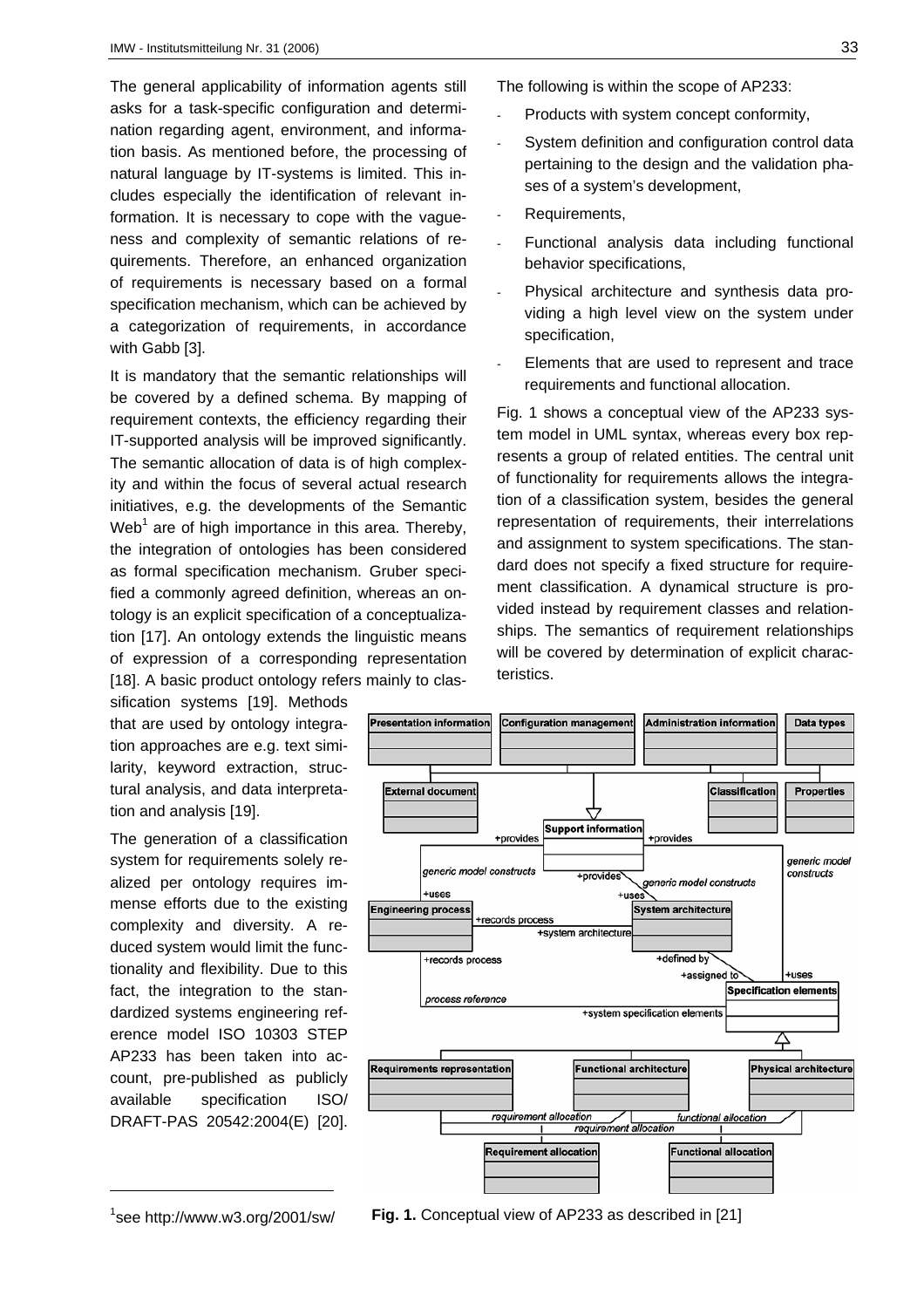The general applicability of information agents still asks for a task-specific configuration and determination regarding agent, environment, and information basis. As mentioned before, the processing of natural language by IT-systems is limited. This includes especially the identification of relevant information. It is necessary to cope with the vagueness and complexity of semantic relations of requirements. Therefore, an enhanced organization of requirements is necessary based on a formal specification mechanism, which can be achieved by a categorization of requirements, in accordance with Gabb [3].

It is mandatory that the semantic relationships will be covered by a defined schema. By mapping of requirement contexts, the efficiency regarding their IT-supported analysis will be improved significantly. The semantic allocation of data is of high complexity and within the focus of several actual research initiatives, e.g. the developments of the Semantic Web[1] are of high importance in this area. Thereby, the integration of ontologies has been considered as formal specification mechanism. Gruber specified a commonly agreed definition, whereas an ontology is an explicit specification of a conceptualization [17]. An ontology extends the linguistic means of expression of a corresponding representation [18]. A basic product ontology refers mainly to classification systems [19]. Methods that are used by ontology integration approaches are e.g. text similarity, keyword extraction, structural analysis, and data interpretation and analysis [19].

The generation of a classification system for requirements solely realized per ontology requires immense efforts due to the existing complexity and diversity. A reduced system would limit the functionality and flexibility. Due to this fact, the integration to the standardized systems engineering reference model ISO 10303 STEP AP233 has been taken into account, pre-published as publicly available specification ISO/ DRAFT-PAS 20542:2004(E) [20].

The following is within the scope of AP233:

- Products with system concept conformity,
- System definition and configuration control data pertaining to the design and the validation phases of a system's development,
- Requirements,
- Functional analysis data including functional behavior specifications,
- Physical architecture and synthesis data providing a high level view on the system under specification,
- Elements that are used to represent and trace requirements and functional allocation.

Fig. 1 shows a conceptual view of the AP233 system model in UML syntax, whereas every box represents a group of related entities. The central unit of functionality for requirements allows the integration of a classification system, besides the general representation of requirements, their interrelations and assignment to system specifications. The standard does not specify a fixed structure for requirement classification. A dynamical structure is provided instead by requirement classes and relationships. The semantics of requirement relationships will be covered by determination of explicit characteristics.

**Fig. 1.** Conceptual view of AP233 as described in [21]

[1] see http://www.w3.org/2001/sw/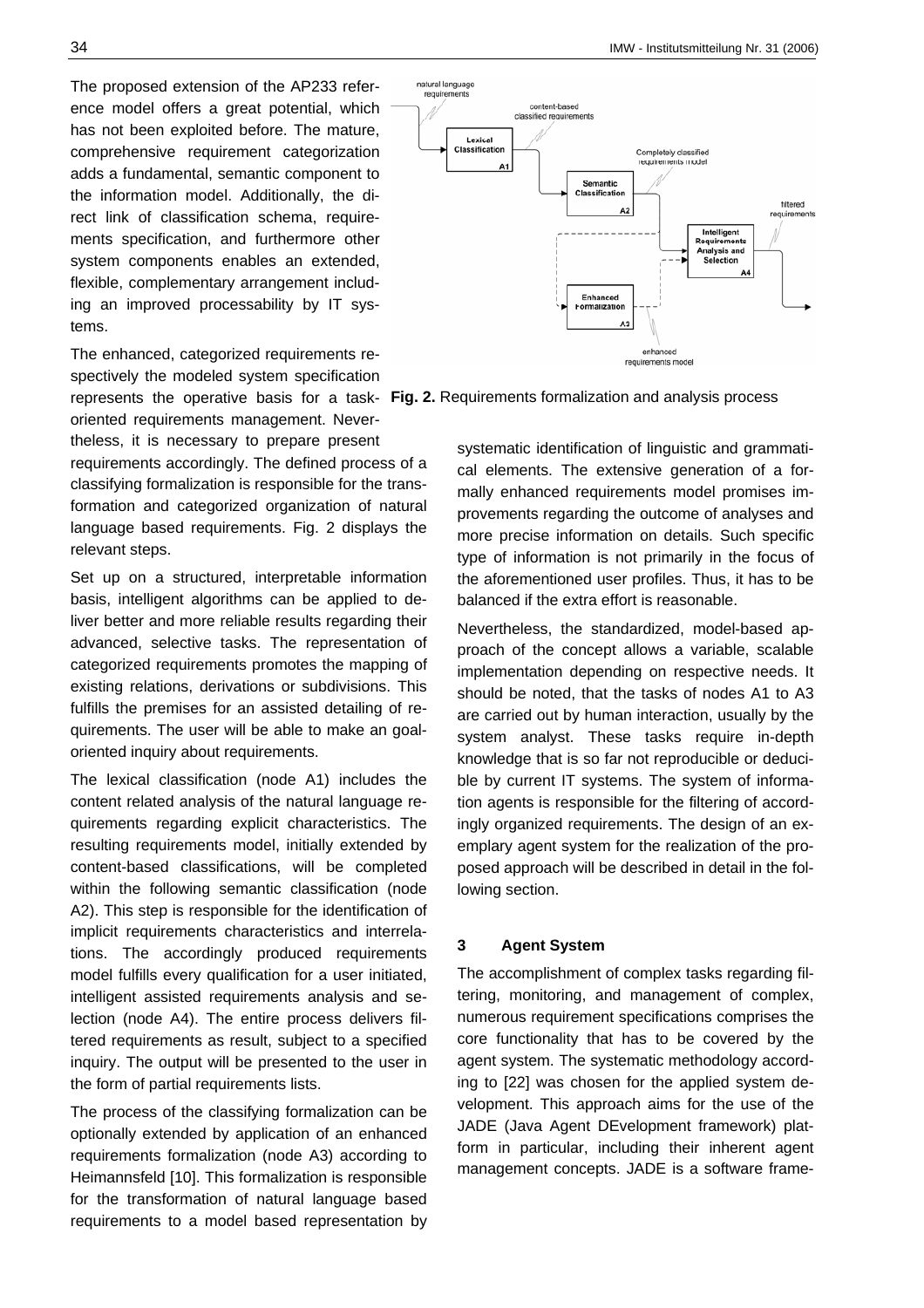The proposed extension of the AP233 reference model offers a great potential, which has not been exploited before. The mature, comprehensive requirement categorization adds a fundamental, semantic component to the information model. Additionally, the direct link of classification schema, requirements specification, and furthermore other system components enables an extended, flexible, complementary arrangement including an improved processability by IT systems.

The enhanced, categorized requirements respectively the modeled system specification represents the operative basis for a task-oriented requirements management. Nevertheless, it is necessary to prepare present requirements accordingly. The defined process of a classifying formalization is responsible for the transformation and categorized organization of natural language based requirements. Fig. 2 displays the relevant steps.

**Fig. 2.** Requirements formalization and analysis process

Set up on a structured, interpretable information basis, intelligent algorithms can be applied to deliver better and more reliable results regarding their advanced, selective tasks. The representation of categorized requirements promotes the mapping of existing relations, derivations or subdivisions. This fulfills the premises for an assisted detailing of requirements. The user will be able to make an goal-oriented inquiry about requirements.

The lexical classification (node A1) includes the content related analysis of the natural language requirements regarding explicit characteristics. The resulting requirements model, initially extended by content-based classifications, will be completed within the following semantic classification (node A2). This step is responsible for the identification of implicit requirements characteristics and interrelations. The accordingly produced requirements model fulfills every qualification for a user initiated, intelligent assisted requirements analysis and selection (node A4). The entire process delivers filtered requirements as result, subject to a specified inquiry. The output will be presented to the user in the form of partial requirements lists.

The process of the classifying formalization can be optionally extended by application of an enhanced requirements formalization (node A3) according to Heimannsfeld [10]. This formalization is responsible for the transformation of natural language based requirements to a model based representation by systematic identification of linguistic and grammatical elements. The extensive generation of a formally enhanced requirements model promises improvements regarding the outcome of analyses and more precise information on details. Such specific type of information is not primarily in the focus of the aforementioned user profiles. Thus, it has to be balanced if the extra effort is reasonable.

Nevertheless, the standardized, model-based approach of the concept allows a variable, scalable implementation depending on respective needs. It should be noted, that the tasks of nodes A1 to A3 are carried out by human interaction, usually by the system analyst. These tasks require in-depth knowledge that is so far not reproducible or deducible by current IT systems. The system of information agents is responsible for the filtering of accordingly organized requirements. The design of an exemplary agent system for the realization of the proposed approach will be described in detail in the following section.

## 3 Agent System

The accomplishment of complex tasks regarding filtering, monitoring, and management of complex, numerous requirement specifications comprises the core functionality that has to be covered by the agent system. The systematic methodology according to [22] was chosen for the applied system development. This approach aims for the use of the JADE (Java Agent DEvelopment framework) platform in particular, including their inherent agent management concepts. JADE is a software frame-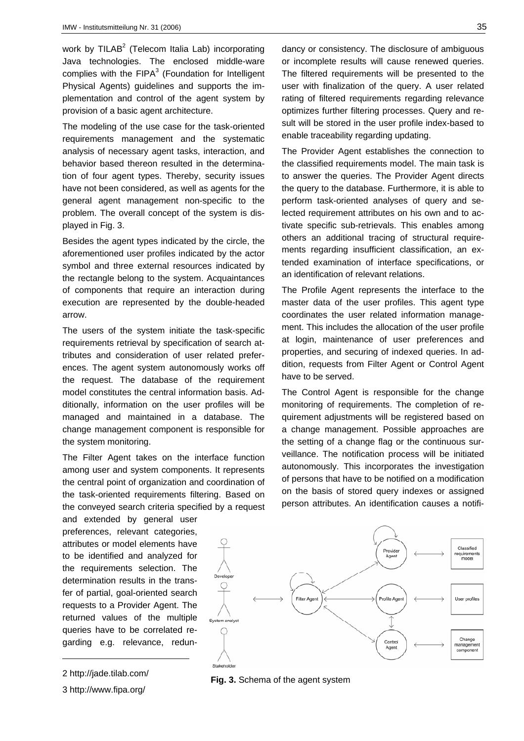work by TILAB[2] (Telecom Italia Lab) incorporating Java technologies. The enclosed middle-ware complies with the FIPA[3] (Foundation for Intelligent Physical Agents) guidelines and supports the implementation and control of the agent system by provision of a basic agent architecture.

The modeling of the use case for the task-oriented requirements management and the systematic analysis of necessary agent tasks, interaction, and behavior based thereon resulted in the determination of four agent types. Thereby, security issues have not been considered, as well as agents for the general agent management non-specific to the problem. The overall concept of the system is displayed in Fig. 3.

Besides the agent types indicated by the circle, the aforementioned user profiles indicated by the actor symbol and three external resources indicated by the rectangle belong to the system. Acquaintances of components that require an interaction during execution are represented by the double-headed arrow.

The users of the system initiate the task-specific requirements retrieval by specification of search attributes and consideration of user related preferences. The agent system autonomously works off the request. The database of the requirement model constitutes the central information basis. Additionally, information on the user profiles will be managed and maintained in a database. The change management component is responsible for the system monitoring.

The Filter Agent takes on the interface function among user and system components. It represents the central point of organization and coordination of the task-oriented requirements filtering. Based on the conveyed search criteria specified by a request and extended by general user preferences, relevant categories, attributes or model elements have to be identified and analyzed for the requirements selection. The determination results in the transfer of partial, goal-oriented search requests to a Provider Agent. The returned values of the multiple queries have to be correlated regarding e.g. relevance, redundancy or consistency. The disclosure of ambiguous or incomplete results will cause renewed queries. The filtered requirements will be presented to the user with finalization of the query. A user related rating of filtered requirements regarding relevance optimizes further filtering processes. Query and result will be stored in the user profile index-based to enable traceability regarding updating.

The Provider Agent establishes the connection to the classified requirements model. The main task is to answer the queries. The Provider Agent directs the query to the database. Furthermore, it is able to perform task-oriented analyses of query and selected requirement attributes on his own and to activate specific sub-retrievals. This enables among others an additional tracing of structural requirements regarding insufficient classification, an extended examination of interface specifications, or an identification of relevant relations.

The Profile Agent represents the interface to the master data of the user profiles. This agent type coordinates the user related information management. This includes the allocation of the user profile at login, maintenance of user preferences and properties, and securing of indexed queries. In addition, requests from Filter Agent or Control Agent have to be served.

The Control Agent is responsible for the change monitoring of requirements. The completion of requirement adjustments will be registered based on a change management. Possible approaches are the setting of a change flag or the continuous surveillance. The notification process will be initiated autonomously. This incorporates the investigation of persons that have to be notified on a modification on the basis of stored query indexes or assigned person attributes. An identification causes a notifi-

**Fig. 3.** Schema of the agent system

2 http://jade.tilab.com/

3 http://www.fipa.org/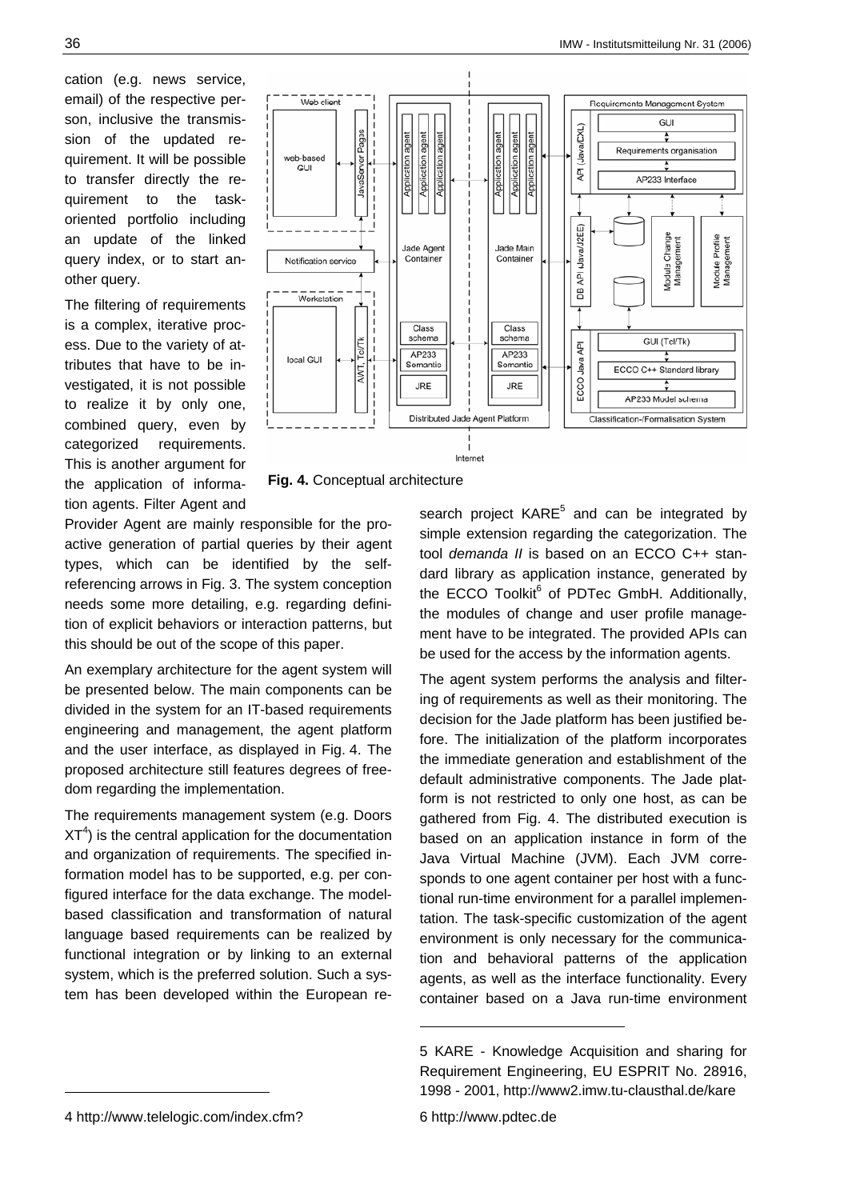cation (e.g. news service, email) of the respective person, inclusive the transmission of the updated requirement. It will be possible to transfer directly the requirement to the task-oriented portfolio including an update of the linked query index, or to start another query.

The filtering of requirements is a complex, iterative process. Due to the variety of attributes that have to be investigated, it is not possible to realize it by only one, combined query, even by categorized requirements. This is another argument for the application of information agents. Filter Agent and Provider Agent are mainly responsible for the proactive generation of partial queries by their agent types, which can be identified by the self-referencing arrows in Fig. 3. The system conception needs some more detailing, e.g. regarding definition of explicit behaviors or interaction patterns, but this should be out of the scope of this paper.

**Fig. 4.** Conceptual architecture

An exemplary architecture for the agent system will be presented below. The main components can be divided in the system for an IT-based requirements engineering and management, the agent platform and the user interface, as displayed in Fig. 4. The proposed architecture still features degrees of freedom regarding the implementation.

The requirements management system (e.g. Doors XT[4]) is the central application for the documentation and organization of requirements. The specified information model has to be supported, e.g. per configured interface for the data exchange. The model-based classification and transformation of natural language based requirements can be realized by functional integration or by linking to an external system, which is the preferred solution. Such a system has been developed within the European research project KARE[5] and can be integrated by simple extension regarding the categorization. The tool *demanda II* is based on an ECCO C++ standard library as application instance, generated by the ECCO Toolkit[6] of PDTec GmbH. Additionally, the modules of change and user profile management have to be integrated. The provided APIs can be used for the access by the information agents.

The agent system performs the analysis and filtering of requirements as well as their monitoring. The decision for the Jade platform has been justified before. The initialization of the platform incorporates the immediate generation and establishment of the default administrative components. The Jade platform is not restricted to only one host, as can be gathered from Fig. 4. The distributed execution is based on an application instance in form of the Java Virtual Machine (JVM). Each JVM corresponds to one agent container per host with a functional run-time environment for a parallel implementation. The task-specific customization of the agent environment is only necessary for the communication and behavioral patterns of the application agents, as well as the interface functionality. Every container based on a Java run-time environment

---

4 http://www.telelogic.com/index.cfm?

5 KARE - Knowledge Acquisition and sharing for Requirement Engineering, EU ESPRIT No. 28916, 1998 - 2001, http://www2.imw.tu-clausthal.de/kare

6 http://www.pdtec.de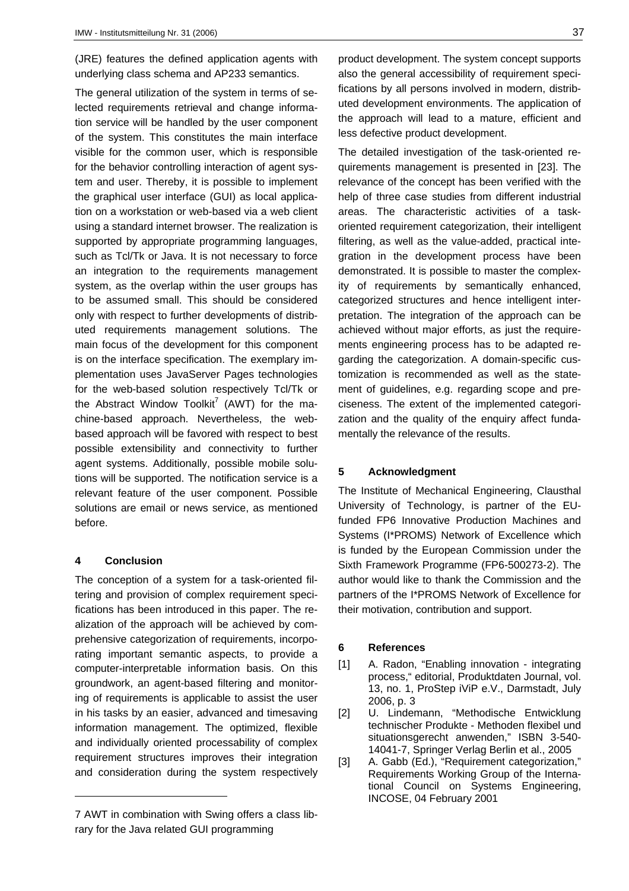(JRE) features the defined application agents with underlying class schema and AP233 semantics.

The general utilization of the system in terms of selected requirements retrieval and change information service will be handled by the user component of the system. This constitutes the main interface visible for the common user, which is responsible for the behavior controlling interaction of agent system and user. Thereby, it is possible to implement the graphical user interface (GUI) as local application on a workstation or web-based via a web client using a standard internet browser. The realization is supported by appropriate programming languages, such as Tcl/Tk or Java. It is not necessary to force an integration to the requirements management system, as the overlap within the user groups has to be assumed small. This should be considered only with respect to further developments of distributed requirements management solutions. The main focus of the development for this component is on the interface specification. The exemplary implementation uses JavaServer Pages technologies for the web-based solution respectively Tcl/Tk or the Abstract Window Toolkit[7] (AWT) for the machine-based approach. Nevertheless, the web-based approach will be favored with respect to best possible extensibility and connectivity to further agent systems. Additionally, possible mobile solutions will be supported. The notification service is a relevant feature of the user component. Possible solutions are email or news service, as mentioned before.

## 4 Conclusion

The conception of a system for a task-oriented filtering and provision of complex requirement specifications has been introduced in this paper. The realization of the approach will be achieved by comprehensive categorization of requirements, incorporating important semantic aspects, to provide a computer-interpretable information basis. On this groundwork, an agent-based filtering and monitoring of requirements is applicable to assist the user in his tasks by an easier, advanced and timesaving information management. The optimized, flexible and individually oriented processability of complex requirement structures improves their integration and consideration during the system respectively product development. The system concept supports also the general accessibility of requirement specifications by all persons involved in modern, distributed development environments. The application of the approach will lead to a mature, efficient and less defective product development.

The detailed investigation of the task-oriented requirements management is presented in [23]. The relevance of the concept has been verified with the help of three case studies from different industrial areas. The characteristic activities of a task-oriented requirement categorization, their intelligent filtering, as well as the value-added, practical integration in the development process have been demonstrated. It is possible to master the complexity of requirements by semantically enhanced, categorized structures and hence intelligent interpretation. The integration of the approach can be achieved without major efforts, as just the requirements engineering process has to be adapted regarding the categorization. A domain-specific customization is recommended as well as the statement of guidelines, e.g. regarding scope and preciseness. The extent of the implemented categorization and the quality of the enquiry affect fundamentally the relevance of the results.

## 5 Acknowledgment

The Institute of Mechanical Engineering, Clausthal University of Technology, is partner of the EU-funded FP6 Innovative Production Machines and Systems (I*PROMS) Network of Excellence which is funded by the European Commission under the Sixth Framework Programme (FP6-500273-2). The author would like to thank the Commission and the partners of the I*PROMS Network of Excellence for their motivation, contribution and support.

## 6 References

[1] A. Radon, "Enabling innovation - integrating process," editorial, Produktdaten Journal, vol. 13, no. 1, ProStep iViP e.V., Darmstadt, July 2006, p. 3

[2] U. Lindemann, "Methodische Entwicklung technischer Produkte - Methoden flexibel und situationsgerecht anwenden," ISBN 3-540-14041-7, Springer Verlag Berlin et al., 2005

[3] A. Gabb (Ed.), "Requirement categorization," Requirements Working Group of the International Council on Systems Engineering, INCOSE, 04 February 2001

---

7 AWT in combination with Swing offers a class library for the Java related GUI programming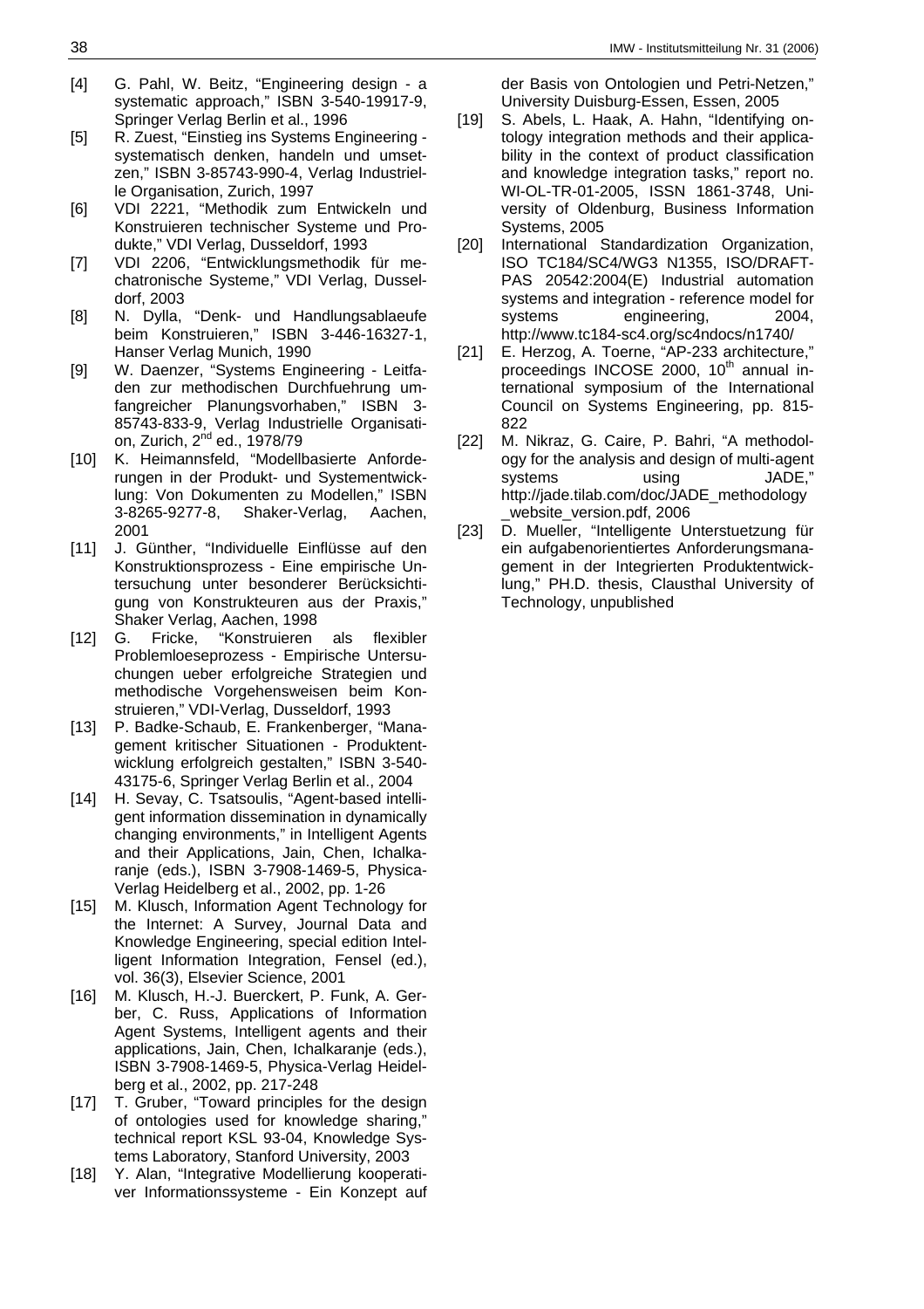[4] G. Pahl, W. Beitz, "Engineering design - a systematic approach," ISBN 3-540-19917-9, Springer Verlag Berlin et al., 1996

[5] R. Zuest, "Einstieg ins Systems Engineering - systematisch denken, handeln und umsetzen," ISBN 3-85743-990-4, Verlag Industrielle Organisation, Zurich, 1997

[6] VDI 2221, "Methodik zum Entwickeln und Konstruieren technischer Systeme und Produkte," VDI Verlag, Dusseldorf, 1993

[7] VDI 2206, "Entwicklungsmethodik für mechatronische Systeme," VDI Verlag, Dusseldorf, 2003

[8] N. Dylla, "Denk- und Handlungsablaeufe beim Konstruieren," ISBN 3-446-16327-1, Hanser Verlag Munich, 1990

[9] W. Daenzer, "Systems Engineering - Leitfaden zur methodischen Durchfuehrung umfangreicher Planungsvorhaben," ISBN 3-85743-833-9, Verlag Industrielle Organisation, Zurich, 2nd ed., 1978/79

[10] K. Heimannsfeld, "Modellbasierte Anforderungen in der Produkt- und Systementwicklung: Von Dokumenten zu Modellen," ISBN 3-8265-9277-8, Shaker-Verlag, Aachen, 2001

[11] J. Günther, "Individuelle Einflüsse auf den Konstruktionsprozess - Eine empirische Untersuchung unter besonderer Berücksichtigung von Konstrukteuren aus der Praxis," Shaker Verlag, Aachen, 1998

[12] G. Fricke, "Konstruieren als flexibler Problemloeseprozess - Empirische Untersuchungen ueber erfolgreiche Strategien und methodische Vorgehensweisen beim Konstruieren," VDI-Verlag, Dusseldorf, 1993

[13] P. Badke-Schaub, E. Frankenberger, "Management kritischer Situationen - Produktentwicklung erfolgreich gestalten," ISBN 3-540-43175-6, Springer Verlag Berlin et al., 2004

[14] H. Sevay, C. Tsatsoulis, "Agent-based intelligent information dissemination in dynamically changing environments," in Intelligent Agents and their Applications, Jain, Chen, Ichalkaranje (eds.), ISBN 3-7908-1469-5, Physica-Verlag Heidelberg et al., 2002, pp. 1-26

[15] M. Klusch, Information Agent Technology for the Internet: A Survey, Journal Data and Knowledge Engineering, special edition Intelligent Information Integration, Fensel (ed.), vol. 36(3), Elsevier Science, 2001

[16] M. Klusch, H.-J. Buerckert, P. Funk, A. Gerber, C. Russ, Applications of Information Agent Systems, Intelligent agents and their applications, Jain, Chen, Ichalkaranje (eds.), ISBN 3-7908-1469-5, Physica-Verlag Heidelberg et al., 2002, pp. 217-248

[17] T. Gruber, "Toward principles for the design of ontologies used for knowledge sharing," technical report KSL 93-04, Knowledge Systems Laboratory, Stanford University, 2003

[18] Y. Alan, "Integrative Modellierung kooperativer Informationssysteme - Ein Konzept auf der Basis von Ontologien und Petri-Netzen," University Duisburg-Essen, Essen, 2005

[19] S. Abels, L. Haak, A. Hahn, "Identifying ontology integration methods and their applicability in the context of product classification and knowledge integration tasks," report no. WI-OL-TR-01-2005, ISSN 1861-3748, University of Oldenburg, Business Information Systems, 2005

[20] International Standardization Organization, ISO TC184/SC4/WG3 N1355, ISO/DRAFT-PAS 20542:2004(E) Industrial automation systems and integration - reference model for systems engineering, 2004, http://www.tc184-sc4.org/sc4ndocs/n1740/

[21] E. Herzog, A. Toerne, "AP-233 architecture," proceedings INCOSE 2000, 10th annual international symposium of the International Council on Systems Engineering, pp. 815-822

[22] M. Nikraz, G. Caire, P. Bahri, "A methodology for the analysis and design of multi-agent systems using JADE," http://jade.tilab.com/doc/JADE_methodology_website_version.pdf, 2006

[23] D. Mueller, "Intelligente Unterstuetzung für ein aufgabenorientiertes Anforderungsmanagement in der Integrierten Produktentwicklung," PH.D. thesis, Clausthal University of Technology, unpublished